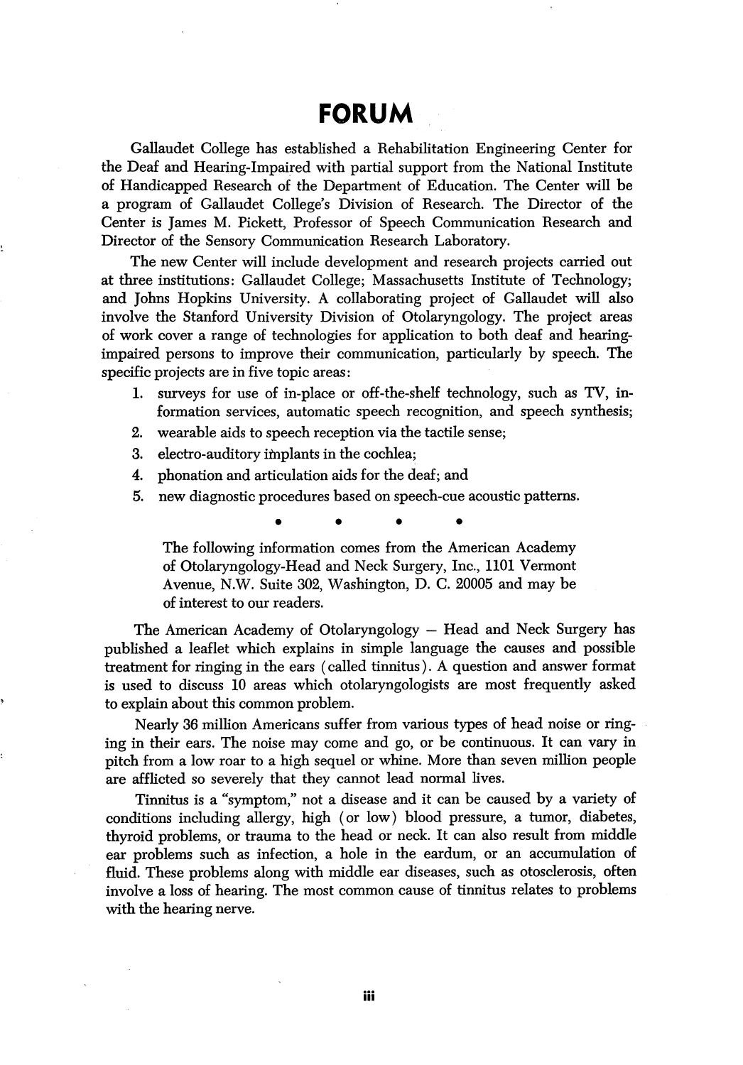# FORUM

Gallaudet College has established a Rehabilitation Engineering Center for the Deaf and Hearing-Impaired with partial support from the National Institute of Handicapped Research of the Department of Education. The Center will be a program of Gallaudet College's Division of Research. The Director of the Center is James M. Pickett, Professor of Speech Communication Research and Director of the Sensory Communication Research Laboratory.

The new Center will include development and research projects carried out at three institutions: Gallaudet College; Massachusetts Institute of Technology; and Johns Hopkins University. A collaborating project of Gallaudet will also involve the Stanford University Division of Otolaryngology. The project areas of work cover a range of technologies for application to both deaf and hearing-impaired persons to improve their communication, particularly by speech. The specific projects are in five topic areas:

1. surveys for use of in-place or off-the-shelf technology, such as TV, information services, automatic speech recognition, and speech synthesis;
2. wearable aids to speech reception via the tactile sense;
3. electro-auditory implants in the cochlea;
4. phonation and articulation aids for the deaf; and
5. new diagnostic procedures based on speech-cue acoustic patterns.

• • • •

> The following information comes from the American Academy of Otolaryngology-Head and Neck Surgery, Inc., 1101 Vermont Avenue, N.W. Suite 302, Washington, D. C. 20005 and may be of interest to our readers.

The American Academy of Otolaryngology – Head and Neck Surgery has published a leaflet which explains in simple language the causes and possible treatment for ringing in the ears (called tinnitus). A question and answer format is used to discuss 10 areas which otolaryngologists are most frequently asked to explain about this common problem.

Nearly 36 million Americans suffer from various types of head noise or ringing in their ears. The noise may come and go, or be continuous. It can vary in pitch from a low roar to a high sequel or whine. More than seven million people are afflicted so severely that they cannot lead normal lives.

Tinnitus is a "symptom," not a disease and it can be caused by a variety of conditions including allergy, high (or low) blood pressure, a tumor, diabetes, thyroid problems, or trauma to the head or neck. It can also result from middle ear problems such as infection, a hole in the eardum, or an accumulation of fluid. These problems along with middle ear diseases, such as otosclerosis, often involve a loss of hearing. The most common cause of tinnitus relates to problems with the hearing nerve.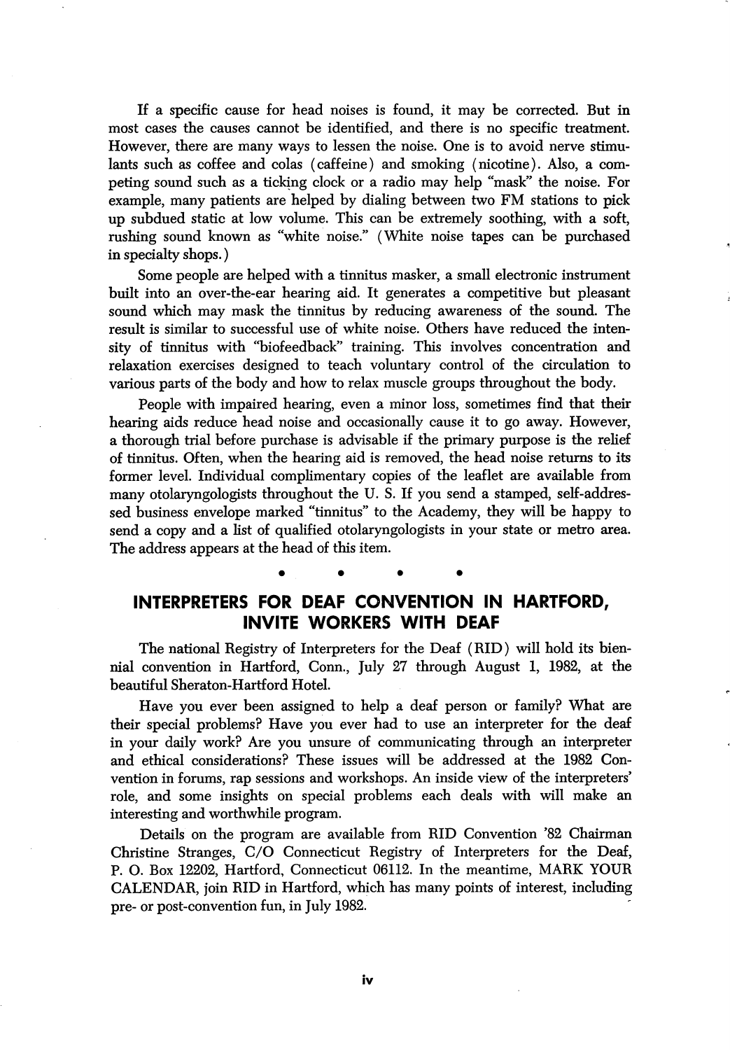If a specific cause for head noises is found, it may be corrected. But in most cases the causes cannot be identified, and there is no specific treatment. However, there are many ways to lessen the noise. One is to avoid nerve stimulants such as coffee and colas (caffeine) and smoking (nicotine). Also, a competing sound such as a ticking clock or a radio may help "mask" the noise. For example, many patients are helped by dialing between two FM stations to pick up subdued static at low volume. This can be extremely soothing, with a soft, rushing sound known as "white noise." (White noise tapes can be purchased in specialty shops.)

Some people are helped with a tinnitus masker, a small electronic instrument built into an over-the-ear hearing aid. It generates a competitive but pleasant sound which may mask the tinnitus by reducing awareness of the sound. The result is similar to successful use of white noise. Others have reduced the intensity of tinnitus with "biofeedback" training. This involves concentration and relaxation exercises designed to teach voluntary control of the circulation to various parts of the body and how to relax muscle groups throughout the body.

People with impaired hearing, even a minor loss, sometimes find that their hearing aids reduce head noise and occasionally cause it to go away. However, a thorough trial before purchase is advisable if the primary purpose is the relief of tinnitus. Often, when the hearing aid is removed, the head noise returns to its former level. Individual complimentary copies of the leaflet are available from many otolaryngologists throughout the U. S. If you send a stamped, self-addressed business envelope marked "tinnitus" to the Academy, they will be happy to send a copy and a list of qualified otolaryngologists in your state or metro area. The address appears at the head of this item.

• • • •

## INTERPRETERS FOR DEAF CONVENTION IN HARTFORD, INVITE WORKERS WITH DEAF

The national Registry of Interpreters for the Deaf (RID) will hold its biennial convention in Hartford, Conn., July 27 through August 1, 1982, at the beautiful Sheraton-Hartford Hotel.

Have you ever been assigned to help a deaf person or family? What are their special problems? Have you ever had to use an interpreter for the deaf in your daily work? Are you unsure of communicating through an interpreter and ethical considerations? These issues will be addressed at the 1982 Convention in forums, rap sessions and workshops. An inside view of the interpreters' role, and some insights on special problems each deals with will make an interesting and worthwhile program.

Details on the program are available from RID Convention '82 Chairman Christine Stranges, C/O Connecticut Registry of Interpreters for the Deaf, P. O. Box 12202, Hartford, Connecticut 06112. In the meantime, MARK YOUR CALENDAR, join RID in Hartford, which has many points of interest, including pre- or post-convention fun, in July 1982.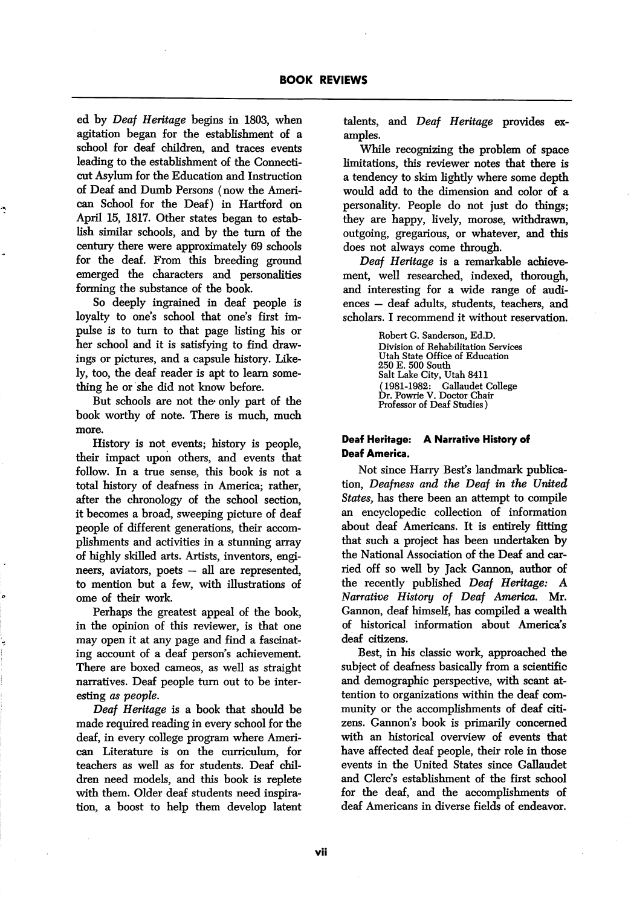ed by *Deaf Heritage* begins in 1803, when agitation began for the establishment of a school for deaf children, and traces events leading to the establishment of the Connecticut Asylum for the Education and Instruction of Deaf and Dumb Persons (now the American School for the Deaf) in Hartford on April 15, 1817. Other states began to establish similar schools, and by the turn of the century there were approximately 69 schools for the deaf. From this breeding ground emerged the characters and personalities forming the substance of the book.

So deeply ingrained in deaf people is loyalty to one's school that one's first impulse is to turn to that page listing his or her school and it is satisfying to find drawings or pictures, and a capsule history. Likely, too, the deaf reader is apt to learn something he or she did not know before.

But schools are not the only part of the book worthy of note. There is much, much more.

History is not events; history is people, their impact upon others, and events that follow. In a true sense, this book is not a total history of deafness in America; rather, after the chronology of the school section, it becomes a broad, sweeping picture of deaf people of different generations, their accomplishments and activities in a stunning array of highly skilled arts. Artists, inventors, engineers, aviators, poets — all are represented, to mention but a few, with illustrations of ome of their work.

Perhaps the greatest appeal of the book, in the opinion of this reviewer, is that one may open it at any page and find a fascinating account of a deaf person's achievement. There are boxed cameos, as well as straight narratives. Deaf people turn out to be interesting *as people.*

*Deaf Heritage* is a book that should be made required reading in every school for the deaf, in every college program where American Literature is on the curriculum, for teachers as well as for students. Deaf children need models, and this book is replete with them. Older deaf students need inspiration, a boost to help them develop latent talents, and *Deaf Heritage* provides examples.

While recognizing the problem of space limitations, this reviewer notes that there is a tendency to skim lightly where some depth would add to the dimension and color of a personality. People do not just do things; they are happy, lively, morose, withdrawn, outgoing, gregarious, or whatever, and this does not always come through.

*Deaf Heritage* is a remarkable achievement, well researched, indexed, thorough, and interesting for a wide range of audiences — deaf adults, students, teachers, and scholars. I recommend it without reservation.

Robert G. Sanderson, Ed.D.
Division of Rehabilitation Services
Utah State Office of Education
250 E. 500 South
Salt Lake City, Utah 8411
(1981-1982: Gallaudet College
Dr. Powrie V. Doctor Chair
Professor of Deaf Studies)

### Deaf Heritage: A Narrative History of Deaf America.

Not since Harry Best's landmark publication, *Deafness and the Deaf in the United States,* has there been an attempt to compile an encyclopedic collection of information about deaf Americans. It is entirely fitting that such a project has been undertaken by the National Association of the Deaf and carried off so well by Jack Gannon, author of the recently published *Deaf Heritage: A Narrative History of Deaf America.* Mr. Gannon, deaf himself, has compiled a wealth of historical information about America's deaf citizens.

Best, in his classic work, approached the subject of deafness basically from a scientific and demographic perspective, with scant attention to organizations within the deaf community or the accomplishments of deaf citizens. Gannon's book is primarily concerned with an historical overview of events that have affected deaf people, their role in those events in the United States since Gallaudet and Clerc's establishment of the first school for the deaf, and the accomplishments of deaf Americans in diverse fields of endeavor.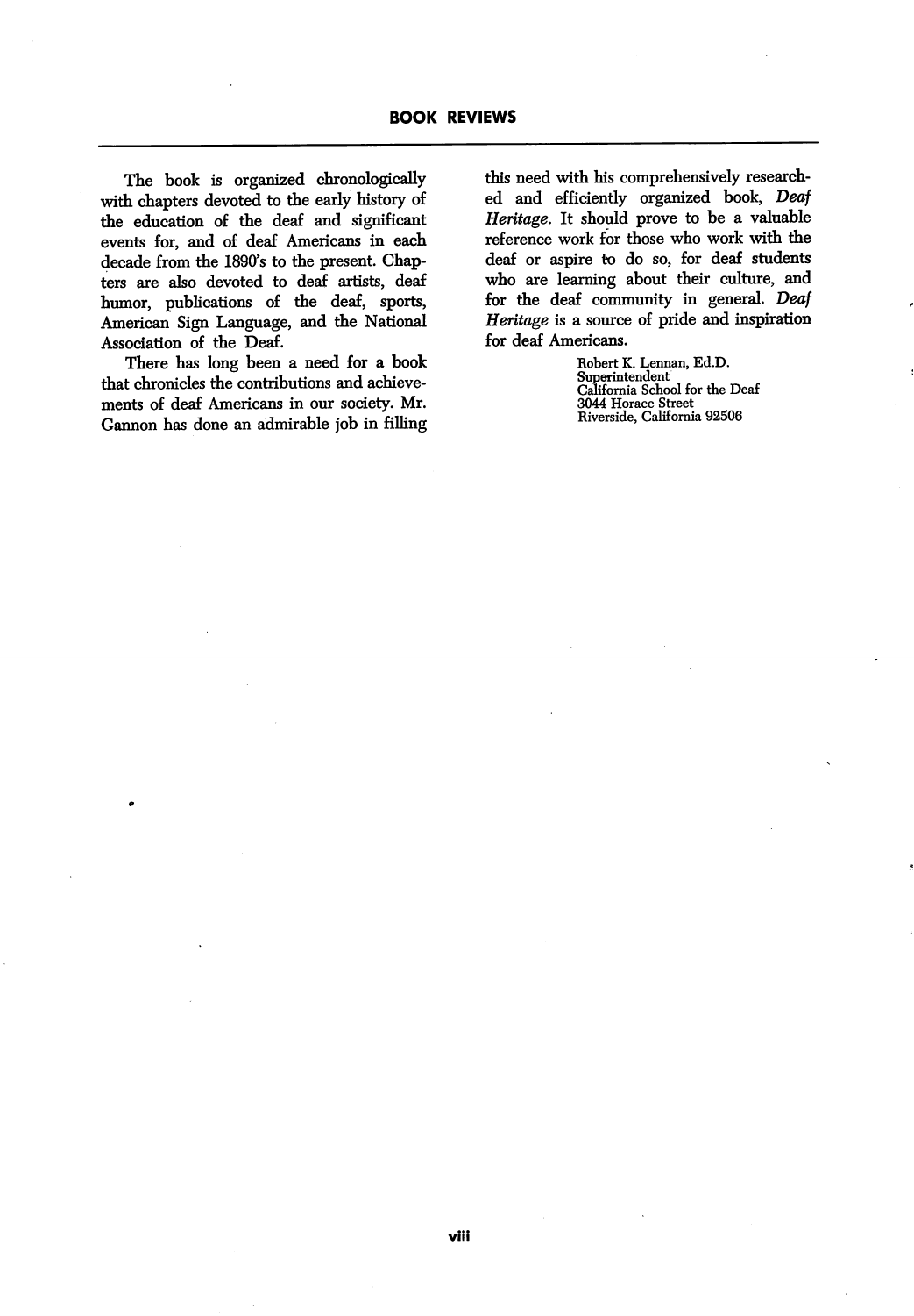The book is organized chronologically with chapters devoted to the early history of the education of the deaf and significant events for, and of deaf Americans in each decade from the 1890's to the present. Chapters are also devoted to deaf artists, deaf humor, publications of the deaf, sports, American Sign Language, and the National Association of the Deaf.

There has long been a need for a book that chronicles the contributions and achievements of deaf Americans in our society. Mr. Gannon has done an admirable job in filling this need with his comprehensively researched and efficiently organized book, *Deaf Heritage*. It should prove to be a valuable reference work for those who work with the deaf or aspire to do so, for deaf students who are learning about their culture, and for the deaf community in general. *Deaf Heritage* is a source of pride and inspiration for deaf Americans.

Robert K. Lennan, Ed.D.
Superintendent
California School for the Deaf
3044 Horace Street
Riverside, California 92506